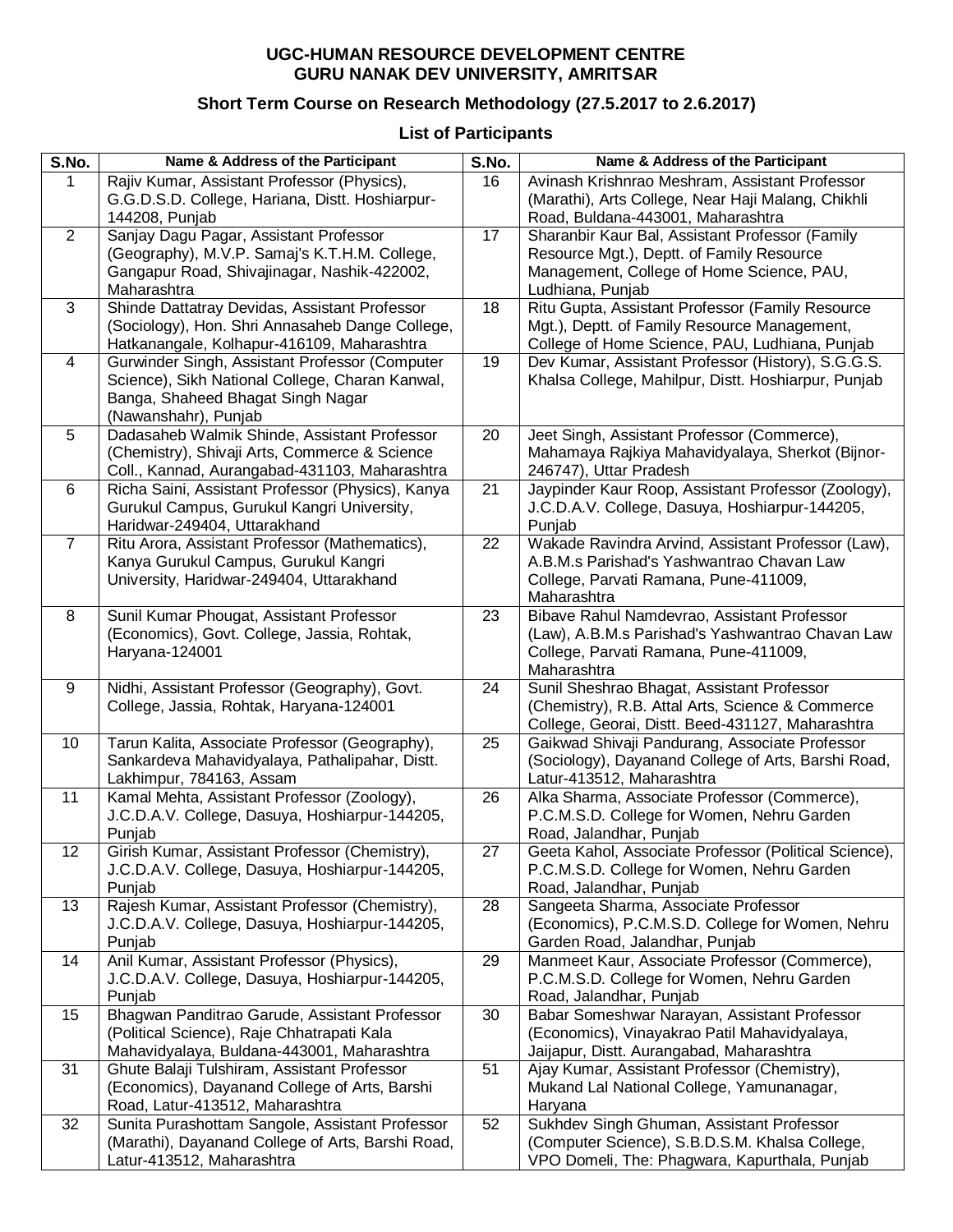**UGC-HUMAN RESOURCE DEVELOPMENT CENTRE**
**GURU NANAK DEV UNIVERSITY, AMRITSAR**

**Short Term Course on Research Methodology (27.5.2017 to 2.6.2017)**

**List of Participants**

| S.No. | Name & Address of the Participant | S.No. | Name & Address of the Participant |
|---|---|---|---|
| 1 | Rajiv Kumar, Assistant Professor (Physics), G.G.D.S.D. College, Hariana, Distt. Hoshiarpur-144208, Punjab | 16 | Avinash Krishnrao Meshram, Assistant Professor (Marathi), Arts College, Near Haji Malang, Chikhli Road, Buldana-443001, Maharashtra |
| 2 | Sanjay Dagu Pagar, Assistant Professor (Geography), M.V.P. Samaj's K.T.H.M. College, Gangapur Road, Shivajinagar, Nashik-422002, Maharashtra | 17 | Sharanbir Kaur Bal, Assistant Professor (Family Resource Mgt.), Deptt. of Family Resource Management, College of Home Science, PAU, Ludhiana, Punjab |
| 3 | Shinde Dattatray Devidas, Assistant Professor (Sociology), Hon. Shri Annasaheb Dange College, Hatkanangale, Kolhapur-416109, Maharashtra | 18 | Ritu Gupta, Assistant Professor (Family Resource Mgt.), Deptt. of Family Resource Management, College of Home Science, PAU, Ludhiana, Punjab |
| 4 | Gurwinder Singh, Assistant Professor (Computer Science), Sikh National College, Charan Kanwal, Banga, Shaheed Bhagat Singh Nagar (Nawanshahr), Punjab | 19 | Dev Kumar, Assistant Professor (History), S.G.G.S. Khalsa College, Mahilpur, Distt. Hoshiarpur, Punjab |
| 5 | Dadasaheb Walmik Shinde, Assistant Professor (Chemistry), Shivaji Arts, Commerce & Science Coll., Kannad, Aurangabad-431103, Maharashtra | 20 | Jeet Singh, Assistant Professor (Commerce), Mahamaya Rajkiya Mahavidyalaya, Sherkot (Bijnor-246747), Uttar Pradesh |
| 6 | Richa Saini, Assistant Professor (Physics), Kanya Gurukul Campus, Gurukul Kangri University, Haridwar-249404, Uttarakhand | 21 | Jaypinder Kaur Roop, Assistant Professor (Zoology), J.C.D.A.V. College, Dasuya, Hoshiarpur-144205, Punjab |
| 7 | Ritu Arora, Assistant Professor (Mathematics), Kanya Gurukul Campus, Gurukul Kangri University, Haridwar-249404, Uttarakhand | 22 | Wakade Ravindra Arvind, Assistant Professor (Law), A.B.M.s Parishad's Yashwantrao Chavan Law College, Parvati Ramana, Pune-411009, Maharashtra |
| 8 | Sunil Kumar Phougat, Assistant Professor (Economics), Govt. College, Jassia, Rohtak, Haryana-124001 | 23 | Bibave Rahul Namdevrao, Assistant Professor (Law), A.B.M.s Parishad's Yashwantrao Chavan Law College, Parvati Ramana, Pune-411009, Maharashtra |
| 9 | Nidhi, Assistant Professor (Geography), Govt. College, Jassia, Rohtak, Haryana-124001 | 24 | Sunil Sheshrao Bhagat, Assistant Professor (Chemistry), R.B. Attal Arts, Science & Commerce College, Georai, Distt. Beed-431127, Maharashtra |
| 10 | Tarun Kalita, Associate Professor (Geography), Sankardeva Mahavidyalaya, Pathalipahar, Distt. Lakhimpur, 784163, Assam | 25 | Gaikwad Shivaji Pandurang, Associate Professor (Sociology), Dayanand College of Arts, Barshi Road, Latur-413512, Maharashtra |
| 11 | Kamal Mehta, Assistant Professor (Zoology), J.C.D.A.V. College, Dasuya, Hoshiarpur-144205, Punjab | 26 | Alka Sharma, Associate Professor (Commerce), P.C.M.S.D. College for Women, Nehru Garden Road, Jalandhar, Punjab |
| 12 | Girish Kumar, Assistant Professor (Chemistry), J.C.D.A.V. College, Dasuya, Hoshiarpur-144205, Punjab | 27 | Geeta Kahol, Associate Professor (Political Science), P.C.M.S.D. College for Women, Nehru Garden Road, Jalandhar, Punjab |
| 13 | Rajesh Kumar, Assistant Professor (Chemistry), J.C.D.A.V. College, Dasuya, Hoshiarpur-144205, Punjab | 28 | Sangeeta Sharma, Associate Professor (Economics), P.C.M.S.D. College for Women, Nehru Garden Road, Jalandhar, Punjab |
| 14 | Anil Kumar, Assistant Professor (Physics), J.C.D.A.V. College, Dasuya, Hoshiarpur-144205, Punjab | 29 | Manmeet Kaur, Associate Professor (Commerce), P.C.M.S.D. College for Women, Nehru Garden Road, Jalandhar, Punjab |
| 15 | Bhagwan Panditrao Garude, Assistant Professor (Political Science), Raje Chhatrapati Kala Mahavidyalaya, Buldana-443001, Maharashtra | 30 | Babar Someshwar Narayan, Assistant Professor (Economics), Vinayakrao Patil Mahavidyalaya, Jaijapur, Distt. Aurangabad, Maharashtra |
| 31 | Ghute Balaji Tulshiram, Assistant Professor (Economics), Dayanand College of Arts, Barshi Road, Latur-413512, Maharashtra | 51 | Ajay Kumar, Assistant Professor (Chemistry), Mukand Lal National College, Yamunanagar, Haryana |
| 32 | Sunita Purashottam Sangole, Assistant Professor (Marathi), Dayanand College of Arts, Barshi Road, Latur-413512, Maharashtra | 52 | Sukhdev Singh Ghuman, Assistant Professor (Computer Science), S.B.D.S.M. Khalsa College, VPO Domeli, The: Phagwara, Kapurthala, Punjab |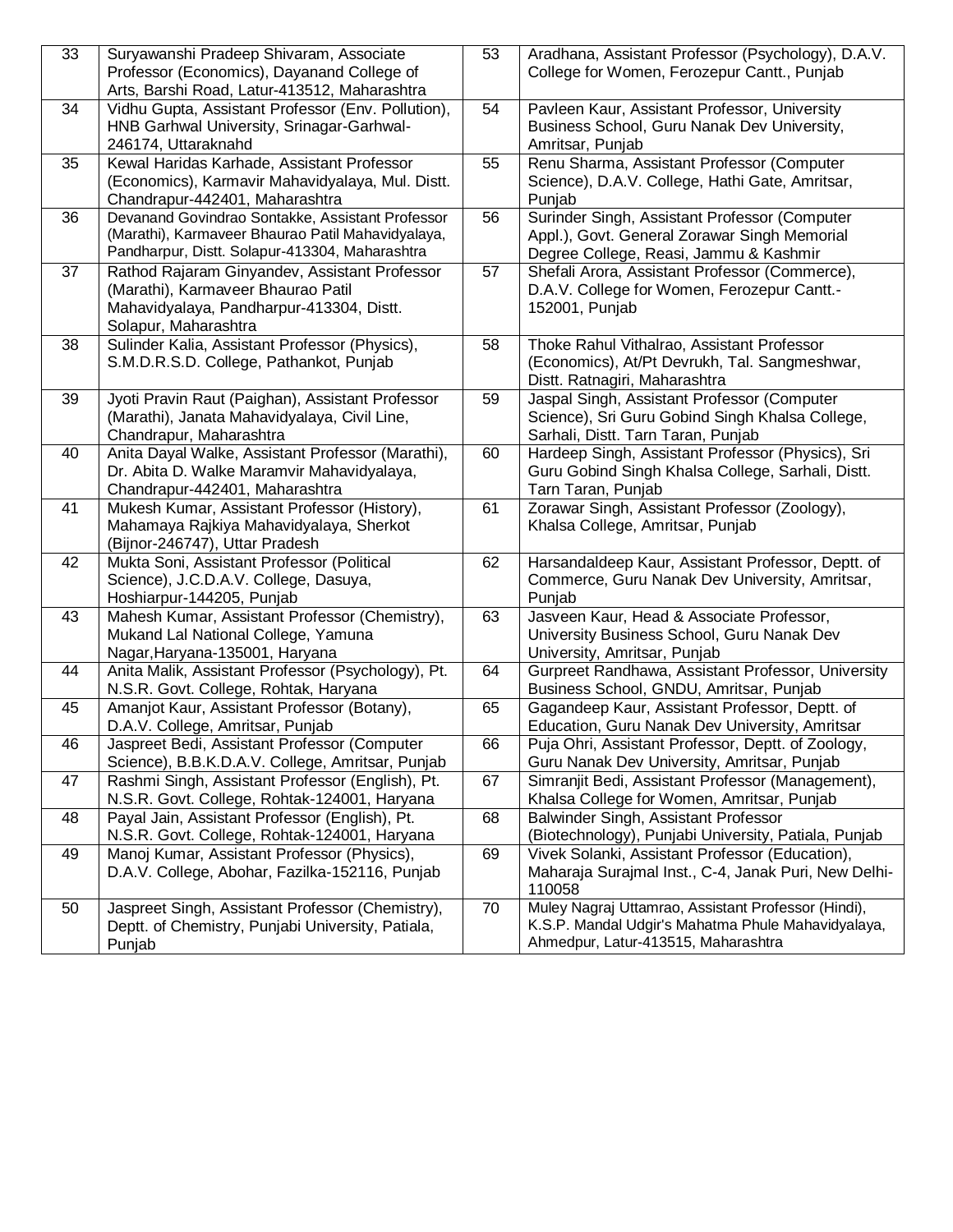| | | | |
|---|---|---|---|
| 33 | Suryawanshi Pradeep Shivaram, Associate Professor (Economics), Dayanand College of Arts, Barshi Road, Latur-413512, Maharashtra | 53 | Aradhana, Assistant Professor (Psychology), D.A.V. College for Women, Ferozepur Cantt., Punjab |
| 34 | Vidhu Gupta, Assistant Professor (Env. Pollution), HNB Garhwal University, Srinagar-Garhwal-246174, Uttaraknahd | 54 | Pavleen Kaur, Assistant Professor, University Business School, Guru Nanak Dev University, Amritsar, Punjab |
| 35 | Kewal Haridas Karhade, Assistant Professor (Economics), Karmavir Mahavidyalaya, Mul. Distt. Chandrapur-442401, Maharashtra | 55 | Renu Sharma, Assistant Professor (Computer Science), D.A.V. College, Hathi Gate, Amritsar, Punjab |
| 36 | Devanand Govindrao Sontakke, Assistant Professor (Marathi), Karmaveer Bhaurao Patil Mahavidyalaya, Pandharpur, Distt. Solapur-413304, Maharashtra | 56 | Surinder Singh, Assistant Professor (Computer Appl.), Govt. General Zorawar Singh Memorial Degree College, Reasi, Jammu & Kashmir |
| 37 | Rathod Rajaram Ginyandev, Assistant Professor (Marathi), Karmaveer Bhaurao Patil Mahavidyalaya, Pandharpur-413304, Distt. Solapur, Maharashtra | 57 | Shefali Arora, Assistant Professor (Commerce), D.A.V. College for Women, Ferozepur Cantt.-152001, Punjab |
| 38 | Sulinder Kalia, Assistant Professor (Physics), S.M.D.R.S.D. College, Pathankot, Punjab | 58 | Thoke Rahul Vithalrao, Assistant Professor (Economics), At/Pt Devrukh, Tal. Sangmeshwar, Distt. Ratnagiri, Maharashtra |
| 39 | Jyoti Pravin Raut (Paighan), Assistant Professor (Marathi), Janata Mahavidyalaya, Civil Line, Chandrapur, Maharashtra | 59 | Jaspal Singh, Assistant Professor (Computer Science), Sri Guru Gobind Singh Khalsa College, Sarhali, Distt. Tarn Taran, Punjab |
| 40 | Anita Dayal Walke, Assistant Professor (Marathi), Dr. Abita D. Walke Maramvir Mahavidyalaya, Chandrapur-442401, Maharashtra | 60 | Hardeep Singh, Assistant Professor (Physics), Sri Guru Gobind Singh Khalsa College, Sarhali, Distt. Tarn Taran, Punjab |
| 41 | Mukesh Kumar, Assistant Professor (History), Mahamaya Rajkiya Mahavidyalaya, Sherkot (Bijnor-246747), Uttar Pradesh | 61 | Zorawar Singh, Assistant Professor (Zoology), Khalsa College, Amritsar, Punjab |
| 42 | Mukta Soni, Assistant Professor (Political Science), J.C.D.A.V. College, Dasuya, Hoshiarpur-144205, Punjab | 62 | Harsandaldeep Kaur, Assistant Professor, Deptt. of Commerce, Guru Nanak Dev University, Amritsar, Punjab |
| 43 | Mahesh Kumar, Assistant Professor (Chemistry), Mukand Lal National College, Yamuna Nagar,Haryana-135001, Haryana | 63 | Jasveen Kaur, Head & Associate Professor, University Business School, Guru Nanak Dev University, Amritsar, Punjab |
| 44 | Anita Malik, Assistant Professor (Psychology), Pt. N.S.R. Govt. College, Rohtak, Haryana | 64 | Gurpreet Randhawa, Assistant Professor, University Business School, GNDU, Amritsar, Punjab |
| 45 | Amanjot Kaur, Assistant Professor (Botany), D.A.V. College, Amritsar, Punjab | 65 | Gagandeep Kaur, Assistant Professor, Deptt. of Education, Guru Nanak Dev University, Amritsar |
| 46 | Jaspreet Bedi, Assistant Professor (Computer Science), B.B.K.D.A.V. College, Amritsar, Punjab | 66 | Puja Ohri, Assistant Professor, Deptt. of Zoology, Guru Nanak Dev University, Amritsar, Punjab |
| 47 | Rashmi Singh, Assistant Professor (English), Pt. N.S.R. Govt. College, Rohtak-124001, Haryana | 67 | Simranjit Bedi, Assistant Professor (Management), Khalsa College for Women, Amritsar, Punjab |
| 48 | Payal Jain, Assistant Professor (English), Pt. N.S.R. Govt. College, Rohtak-124001, Haryana | 68 | Balwinder Singh, Assistant Professor (Biotechnology), Punjabi University, Patiala, Punjab |
| 49 | Manoj Kumar, Assistant Professor (Physics), D.A.V. College, Abohar, Fazilka-152116, Punjab | 69 | Vivek Solanki, Assistant Professor (Education), Maharaja Surajmal Inst., C-4, Janak Puri, New Delhi-110058 |
| 50 | Jaspreet Singh, Assistant Professor (Chemistry), Deptt. of Chemistry, Punjabi University, Patiala, Punjab | 70 | Muley Nagraj Uttamrao, Assistant Professor (Hindi), K.S.P. Mandal Udgir's Mahatma Phule Mahavidyalaya, Ahmedpur, Latur-413515, Maharashtra |